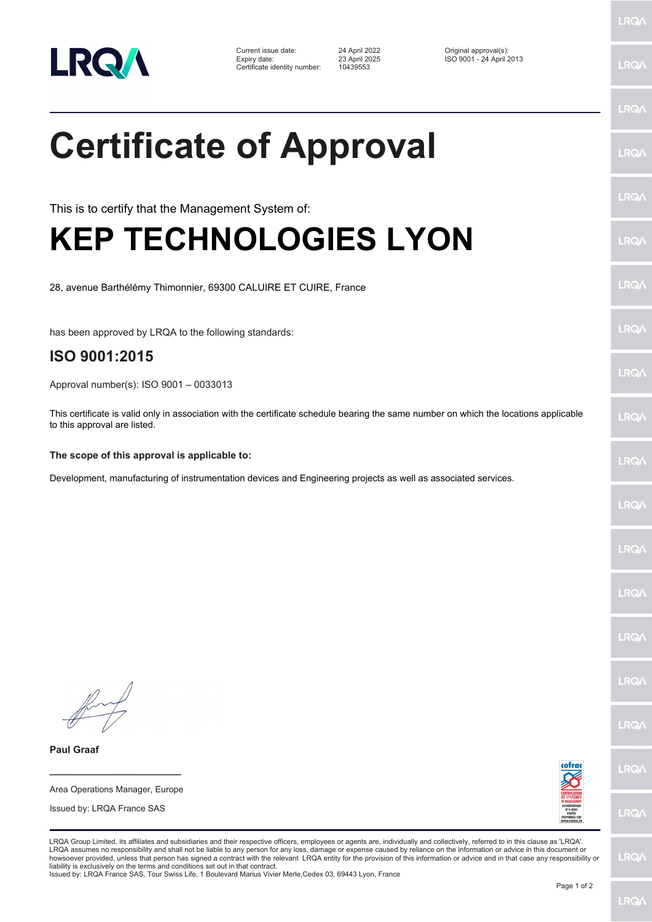| Current issue date: | 24 April 2022 | Original approval(s): |
|---|---|---|
| Expiry date: | 23 April 2025 | ISO 9001 - 24 April 2013 |
| Certificate identity number: | 10439553 | |

# Certificate of Approval

This is to certify that the Management System of:

# KEP TECHNOLOGIES LYON

28, avenue Barthélémy Thimonnier, 69300 CALUIRE ET CUIRE, France

has been approved by LRQA to the following standards:

## ISO 9001:2015

Approval number(s): ISO 9001 – 0033013

This certificate is valid only in association with the certificate schedule bearing the same number on which the locations applicable to this approval are listed.

**The scope of this approval is applicable to:**

Development, manufacturing of instrumentation devices and Engineering projects as well as associated services.

**Paul Graaf**

Area Operations Manager, Europe

Issued by: LRQA France SAS

LRQA Group Limited, its affiliates and subsidiaries and their respective officers, employees or agents are, individually and collectively, referred to in this clause as 'LRQA'. LRQA assumes no responsibility and shall not be liable to any person for any loss, damage or expense caused by reliance on the information or advice in this document or howsoever provided, unless that person has signed a contract with the relevant LRQA entity for the provision of this information or advice and in that case any responsibility or liability is exclusively on the terms and conditions set out in that contract.
Issued by: LRQA France SAS, Tour Swiss Life, 1 Boulevard Marius Vivier Merle,Cedex 03, 69443 Lyon, France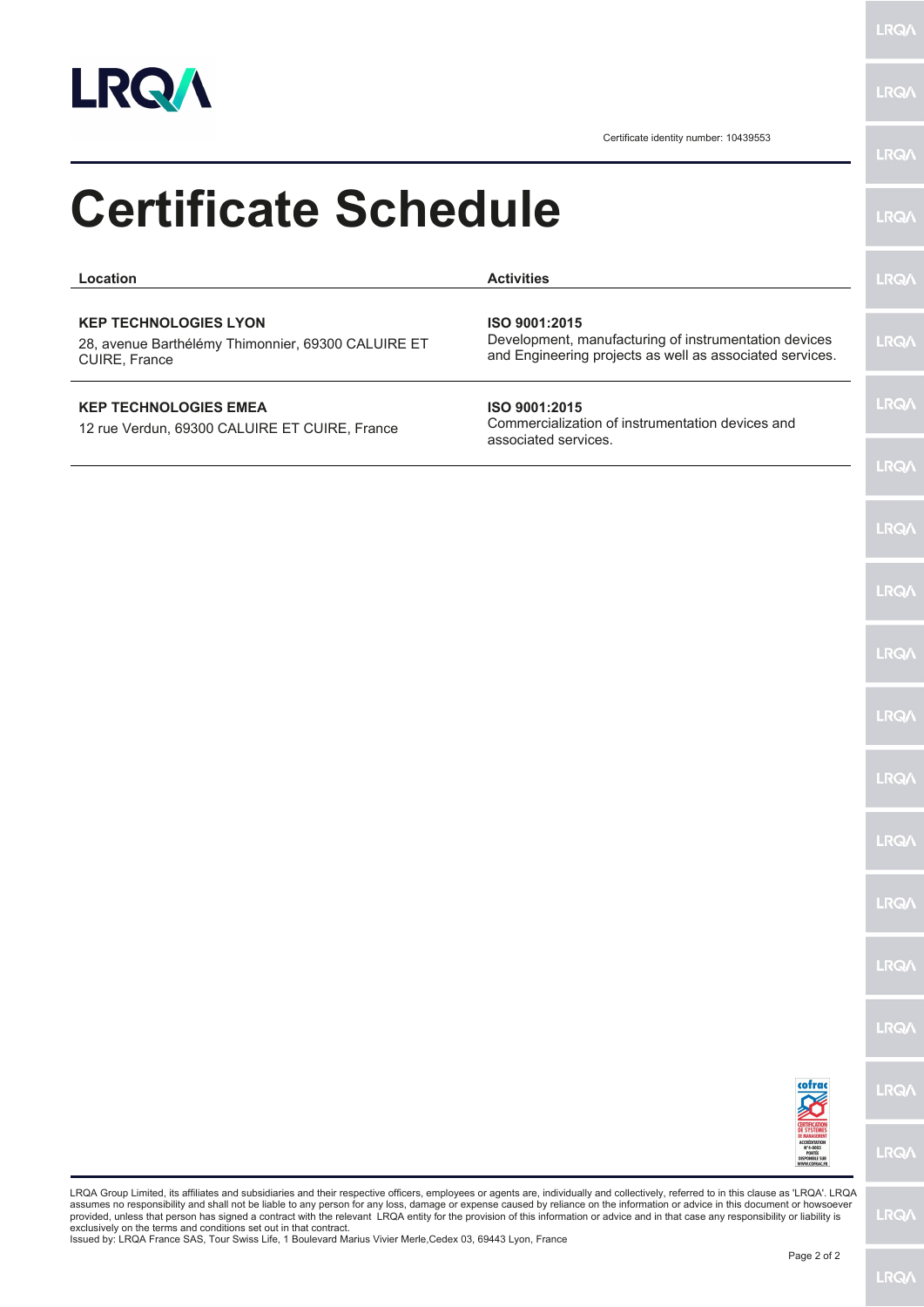Certificate identity number: 10439553

# Certificate Schedule

| Location | Activities |
| --- | --- |
| **KEP TECHNOLOGIES LYON**<br>28, avenue Barthélémy Thimonnier, 69300 CALUIRE ET CUIRE, France | **ISO 9001:2015**<br>Development, manufacturing of instrumentation devices and Engineering projects as well as associated services. |
| **KEP TECHNOLOGIES EMEA**<br>12 rue Verdun, 69300 CALUIRE ET CUIRE, France | **ISO 9001:2015**<br>Commercialization of instrumentation devices and associated services. |

LRQA Group Limited, its affiliates and subsidiaries and their respective officers, employees or agents are, individually and collectively, referred to in this clause as 'LRQA'. LRQA assumes no responsibility and shall not be liable to any person for any loss, damage or expense caused by reliance on the information or advice in this document or howsoever provided, unless that person has signed a contract with the relevant LRQA entity for the provision of this information or advice and in that case any responsibility or liability is exclusively on the terms and conditions set out in that contract.
Issued by: LRQA France SAS, Tour Swiss Life, 1 Boulevard Marius Vivier Merle,Cedex 03, 69443 Lyon, France